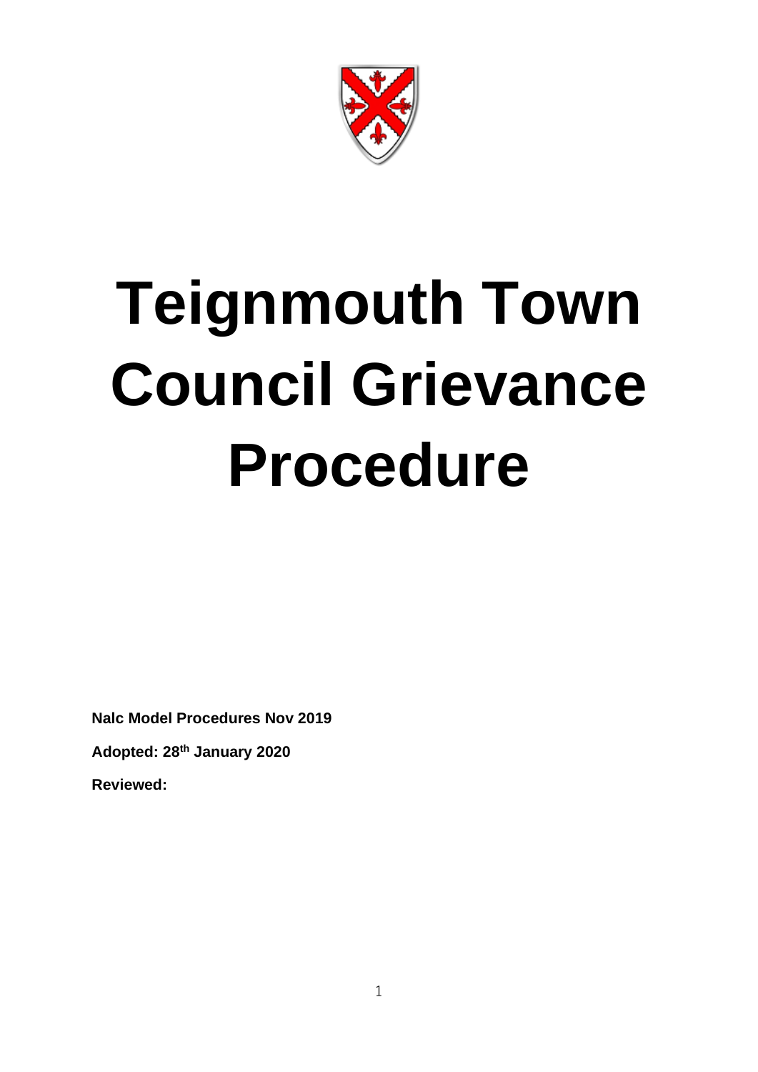# Teignmouth Town Council Grievance Procedure

**Nalc Model Procedures Nov 2019**

**Adopted: 28th January 2020**

**Reviewed:**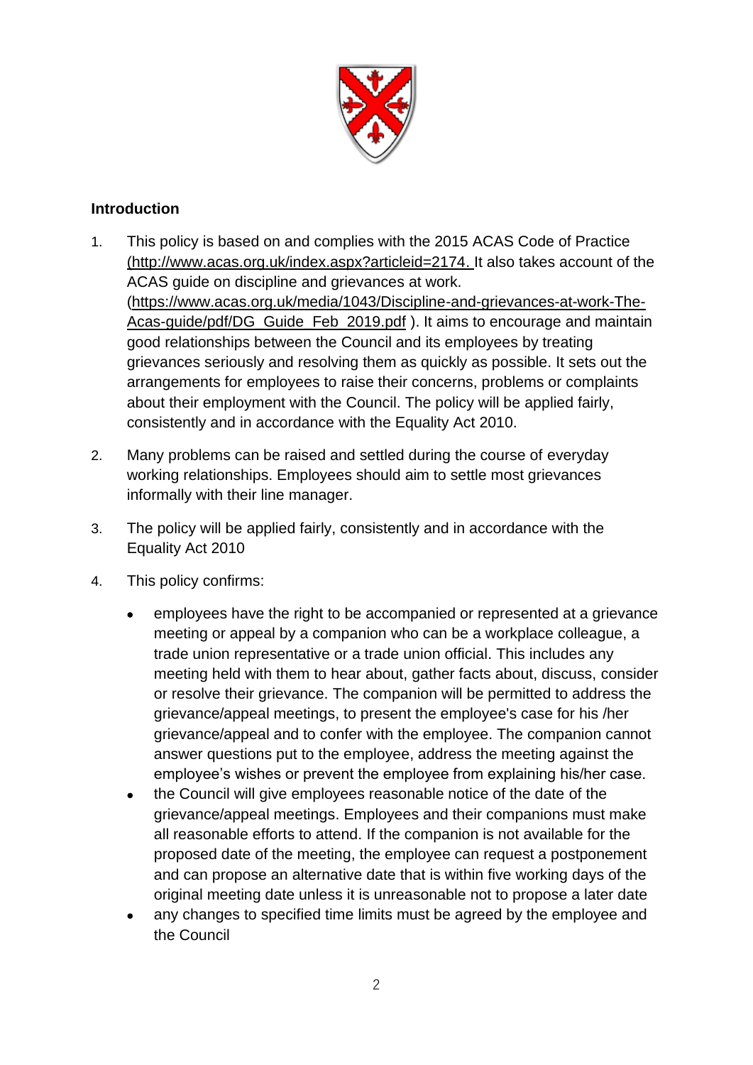## Introduction

1. This policy is based on and complies with the 2015 ACAS Code of Practice (http://www.acas.org.uk/index.aspx?articleid=2174. It also takes account of the ACAS guide on discipline and grievances at work. (https://www.acas.org.uk/media/1043/Discipline-and-grievances-at-work-The-Acas-guide/pdf/DG_Guide_Feb_2019.pdf ). It aims to encourage and maintain good relationships between the Council and its employees by treating grievances seriously and resolving them as quickly as possible. It sets out the arrangements for employees to raise their concerns, problems or complaints about their employment with the Council. The policy will be applied fairly, consistently and in accordance with the Equality Act 2010.

2. Many problems can be raised and settled during the course of everyday working relationships. Employees should aim to settle most grievances informally with their line manager.

3. The policy will be applied fairly, consistently and in accordance with the Equality Act 2010

4. This policy confirms:

   - employees have the right to be accompanied or represented at a grievance meeting or appeal by a companion who can be a workplace colleague, a trade union representative or a trade union official. This includes any meeting held with them to hear about, gather facts about, discuss, consider or resolve their grievance. The companion will be permitted to address the grievance/appeal meetings, to present the employee's case for his /her grievance/appeal and to confer with the employee. The companion cannot answer questions put to the employee, address the meeting against the employee's wishes or prevent the employee from explaining his/her case.
   - the Council will give employees reasonable notice of the date of the grievance/appeal meetings. Employees and their companions must make all reasonable efforts to attend. If the companion is not available for the proposed date of the meeting, the employee can request a postponement and can propose an alternative date that is within five working days of the original meeting date unless it is unreasonable not to propose a later date
   - any changes to specified time limits must be agreed by the employee and the Council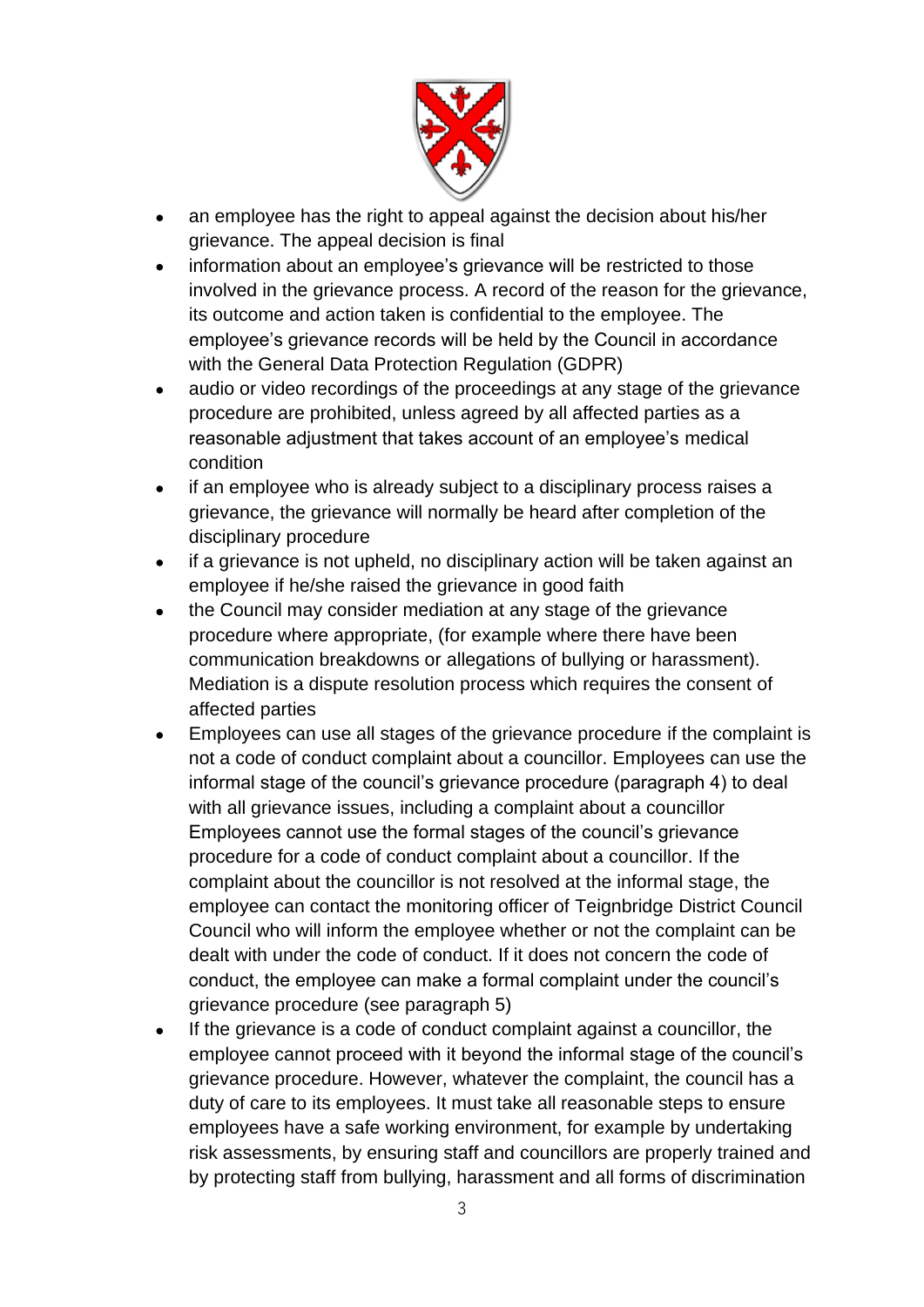- an employee has the right to appeal against the decision about his/her grievance. The appeal decision is final
- information about an employee's grievance will be restricted to those involved in the grievance process. A record of the reason for the grievance, its outcome and action taken is confidential to the employee. The employee's grievance records will be held by the Council in accordance with the General Data Protection Regulation (GDPR)
- audio or video recordings of the proceedings at any stage of the grievance procedure are prohibited, unless agreed by all affected parties as a reasonable adjustment that takes account of an employee's medical condition
- if an employee who is already subject to a disciplinary process raises a grievance, the grievance will normally be heard after completion of the disciplinary procedure
- if a grievance is not upheld, no disciplinary action will be taken against an employee if he/she raised the grievance in good faith
- the Council may consider mediation at any stage of the grievance procedure where appropriate, (for example where there have been communication breakdowns or allegations of bullying or harassment). Mediation is a dispute resolution process which requires the consent of affected parties
- Employees can use all stages of the grievance procedure if the complaint is not a code of conduct complaint about a councillor. Employees can use the informal stage of the council's grievance procedure (paragraph 4) to deal with all grievance issues, including a complaint about a councillor Employees cannot use the formal stages of the council's grievance procedure for a code of conduct complaint about a councillor. If the complaint about the councillor is not resolved at the informal stage, the employee can contact the monitoring officer of Teignbridge District Council Council who will inform the employee whether or not the complaint can be dealt with under the code of conduct. If it does not concern the code of conduct, the employee can make a formal complaint under the council's grievance procedure (see paragraph 5)
- If the grievance is a code of conduct complaint against a councillor, the employee cannot proceed with it beyond the informal stage of the council's grievance procedure. However, whatever the complaint, the council has a duty of care to its employees. It must take all reasonable steps to ensure employees have a safe working environment, for example by undertaking risk assessments, by ensuring staff and councillors are properly trained and by protecting staff from bullying, harassment and all forms of discrimination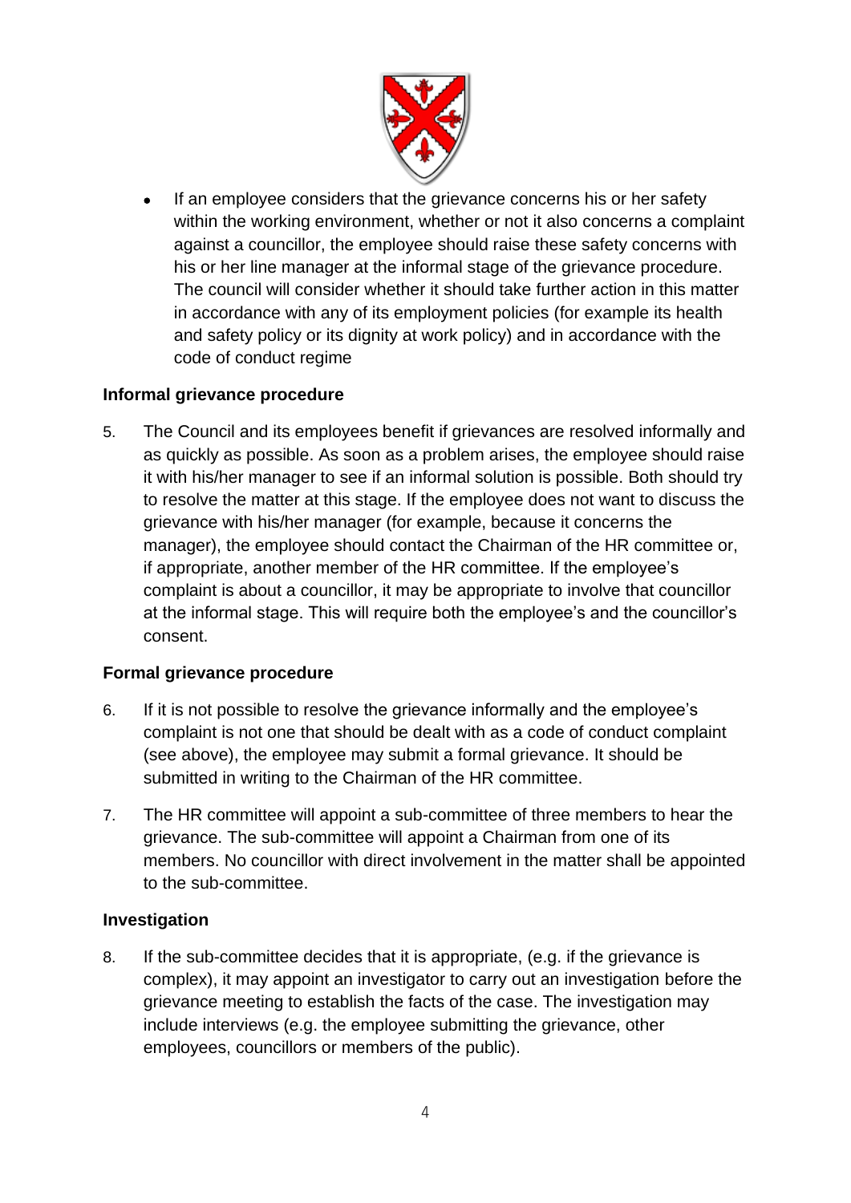- If an employee considers that the grievance concerns his or her safety within the working environment, whether or not it also concerns a complaint against a councillor, the employee should raise these safety concerns with his or her line manager at the informal stage of the grievance procedure. The council will consider whether it should take further action in this matter in accordance with any of its employment policies (for example its health and safety policy or its dignity at work policy) and in accordance with the code of conduct regime

**Informal grievance procedure**

5. The Council and its employees benefit if grievances are resolved informally and as quickly as possible. As soon as a problem arises, the employee should raise it with his/her manager to see if an informal solution is possible. Both should try to resolve the matter at this stage. If the employee does not want to discuss the grievance with his/her manager (for example, because it concerns the manager), the employee should contact the Chairman of the HR committee or, if appropriate, another member of the HR committee. If the employee's complaint is about a councillor, it may be appropriate to involve that councillor at the informal stage. This will require both the employee's and the councillor's consent.

**Formal grievance procedure**

6. If it is not possible to resolve the grievance informally and the employee's complaint is not one that should be dealt with as a code of conduct complaint (see above), the employee may submit a formal grievance. It should be submitted in writing to the Chairman of the HR committee.

7. The HR committee will appoint a sub-committee of three members to hear the grievance. The sub-committee will appoint a Chairman from one of its members. No councillor with direct involvement in the matter shall be appointed to the sub-committee.

**Investigation**

8. If the sub-committee decides that it is appropriate, (e.g. if the grievance is complex), it may appoint an investigator to carry out an investigation before the grievance meeting to establish the facts of the case. The investigation may include interviews (e.g. the employee submitting the grievance, other employees, councillors or members of the public).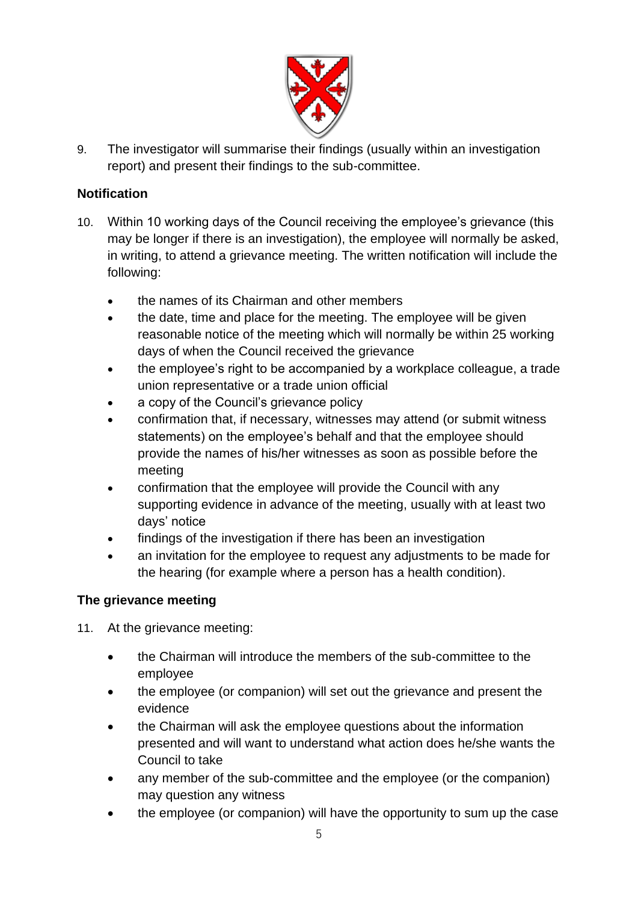9. The investigator will summarise their findings (usually within an investigation report) and present their findings to the sub-committee.

**Notification**

10. Within 10 working days of the Council receiving the employee's grievance (this may be longer if there is an investigation), the employee will normally be asked, in writing, to attend a grievance meeting. The written notification will include the following:

    - the names of its Chairman and other members
    - the date, time and place for the meeting. The employee will be given reasonable notice of the meeting which will normally be within 25 working days of when the Council received the grievance
    - the employee's right to be accompanied by a workplace colleague, a trade union representative or a trade union official
    - a copy of the Council's grievance policy
    - confirmation that, if necessary, witnesses may attend (or submit witness statements) on the employee's behalf and that the employee should provide the names of his/her witnesses as soon as possible before the meeting
    - confirmation that the employee will provide the Council with any supporting evidence in advance of the meeting, usually with at least two days' notice
    - findings of the investigation if there has been an investigation
    - an invitation for the employee to request any adjustments to be made for the hearing (for example where a person has a health condition).

**The grievance meeting**

11. At the grievance meeting:

    - the Chairman will introduce the members of the sub-committee to the employee
    - the employee (or companion) will set out the grievance and present the evidence
    - the Chairman will ask the employee questions about the information presented and will want to understand what action does he/she wants the Council to take
    - any member of the sub-committee and the employee (or the companion) may question any witness
    - the employee (or companion) will have the opportunity to sum up the case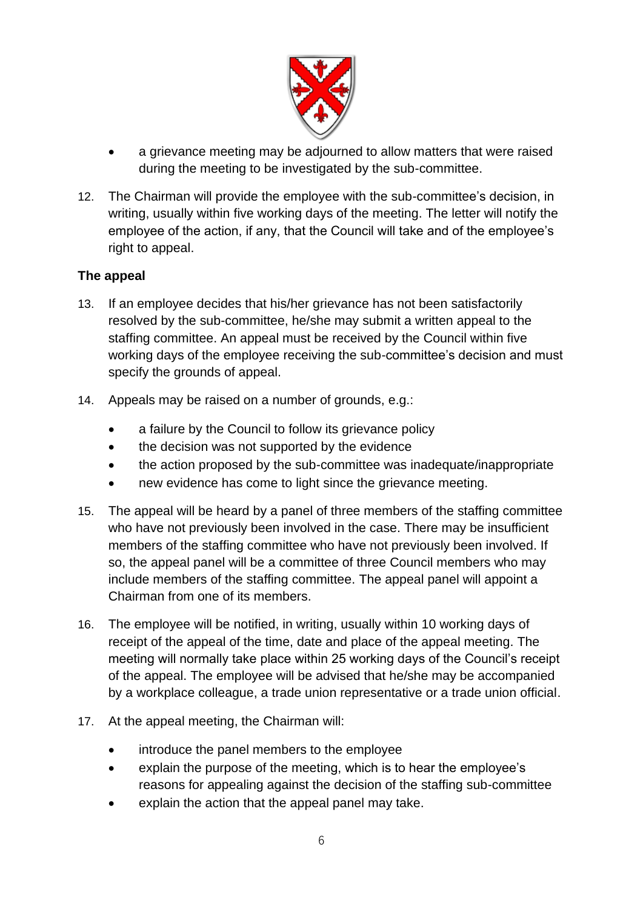- a grievance meeting may be adjourned to allow matters that were raised during the meeting to be investigated by the sub-committee.

12. The Chairman will provide the employee with the sub-committee's decision, in writing, usually within five working days of the meeting. The letter will notify the employee of the action, if any, that the Council will take and of the employee's right to appeal.

**The appeal**

13. If an employee decides that his/her grievance has not been satisfactorily resolved by the sub-committee, he/she may submit a written appeal to the staffing committee. An appeal must be received by the Council within five working days of the employee receiving the sub-committee's decision and must specify the grounds of appeal.

14. Appeals may be raised on a number of grounds, e.g.:
    - a failure by the Council to follow its grievance policy
    - the decision was not supported by the evidence
    - the action proposed by the sub-committee was inadequate/inappropriate
    - new evidence has come to light since the grievance meeting.

15. The appeal will be heard by a panel of three members of the staffing committee who have not previously been involved in the case. There may be insufficient members of the staffing committee who have not previously been involved. If so, the appeal panel will be a committee of three Council members who may include members of the staffing committee. The appeal panel will appoint a Chairman from one of its members.

16. The employee will be notified, in writing, usually within 10 working days of receipt of the appeal of the time, date and place of the appeal meeting. The meeting will normally take place within 25 working days of the Council's receipt of the appeal. The employee will be advised that he/she may be accompanied by a workplace colleague, a trade union representative or a trade union official.

17. At the appeal meeting, the Chairman will:
    - introduce the panel members to the employee
    - explain the purpose of the meeting, which is to hear the employee's reasons for appealing against the decision of the staffing sub-committee
    - explain the action that the appeal panel may take.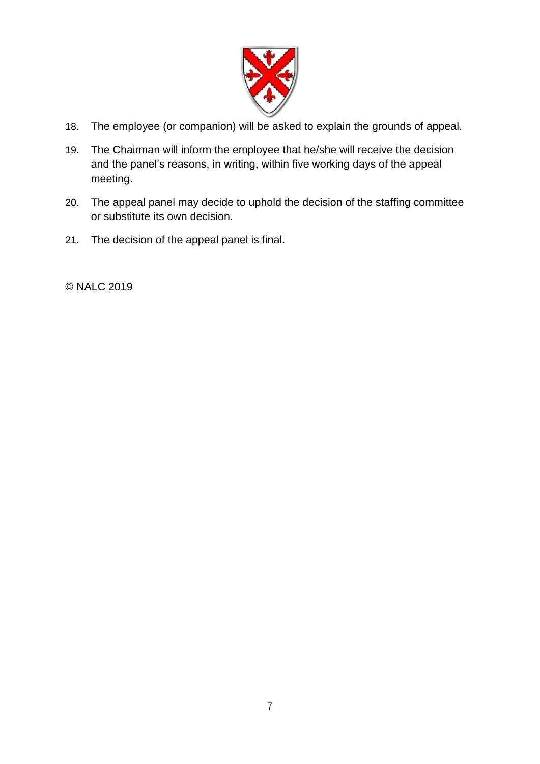18. The employee (or companion) will be asked to explain the grounds of appeal.

19. The Chairman will inform the employee that he/she will receive the decision and the panel's reasons, in writing, within five working days of the appeal meeting.

20. The appeal panel may decide to uphold the decision of the staffing committee or substitute its own decision.

21. The decision of the appeal panel is final.

© NALC 2019